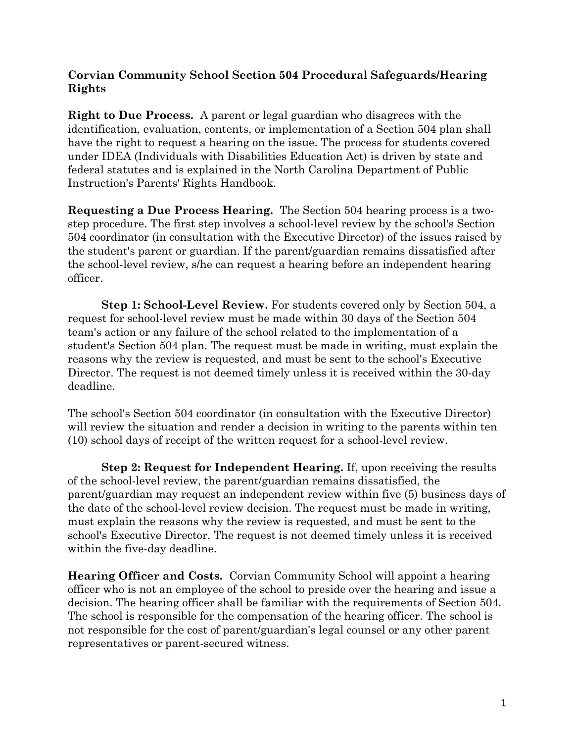**Corvian Community School Section 504 Procedural Safeguards/Hearing Rights**

**Right to Due Process.** A parent or legal guardian who disagrees with the identification, evaluation, contents, or implementation of a Section 504 plan shall have the right to request a hearing on the issue. The process for students covered under IDEA (Individuals with Disabilities Education Act) is driven by state and federal statutes and is explained in the North Carolina Department of Public Instruction's Parents' Rights Handbook.

**Requesting a Due Process Hearing.** The Section 504 hearing process is a two-step procedure. The first step involves a school-level review by the school's Section 504 coordinator (in consultation with the Executive Director) of the issues raised by the student's parent or guardian. If the parent/guardian remains dissatisfied after the school-level review, s/he can request a hearing before an independent hearing officer.

**Step 1: School-Level Review.** For students covered only by Section 504, a request for school-level review must be made within 30 days of the Section 504 team's action or any failure of the school related to the implementation of a student's Section 504 plan. The request must be made in writing, must explain the reasons why the review is requested, and must be sent to the school's Executive Director. The request is not deemed timely unless it is received within the 30-day deadline.

The school's Section 504 coordinator (in consultation with the Executive Director) will review the situation and render a decision in writing to the parents within ten (10) school days of receipt of the written request for a school-level review.

**Step 2: Request for Independent Hearing.** If, upon receiving the results of the school-level review, the parent/guardian remains dissatisfied, the parent/guardian may request an independent review within five (5) business days of the date of the school-level review decision. The request must be made in writing, must explain the reasons why the review is requested, and must be sent to the school's Executive Director. The request is not deemed timely unless it is received within the five-day deadline.

**Hearing Officer and Costs.** Corvian Community School will appoint a hearing officer who is not an employee of the school to preside over the hearing and issue a decision. The hearing officer shall be familiar with the requirements of Section 504. The school is responsible for the compensation of the hearing officer. The school is not responsible for the cost of parent/guardian's legal counsel or any other parent representatives or parent-secured witness.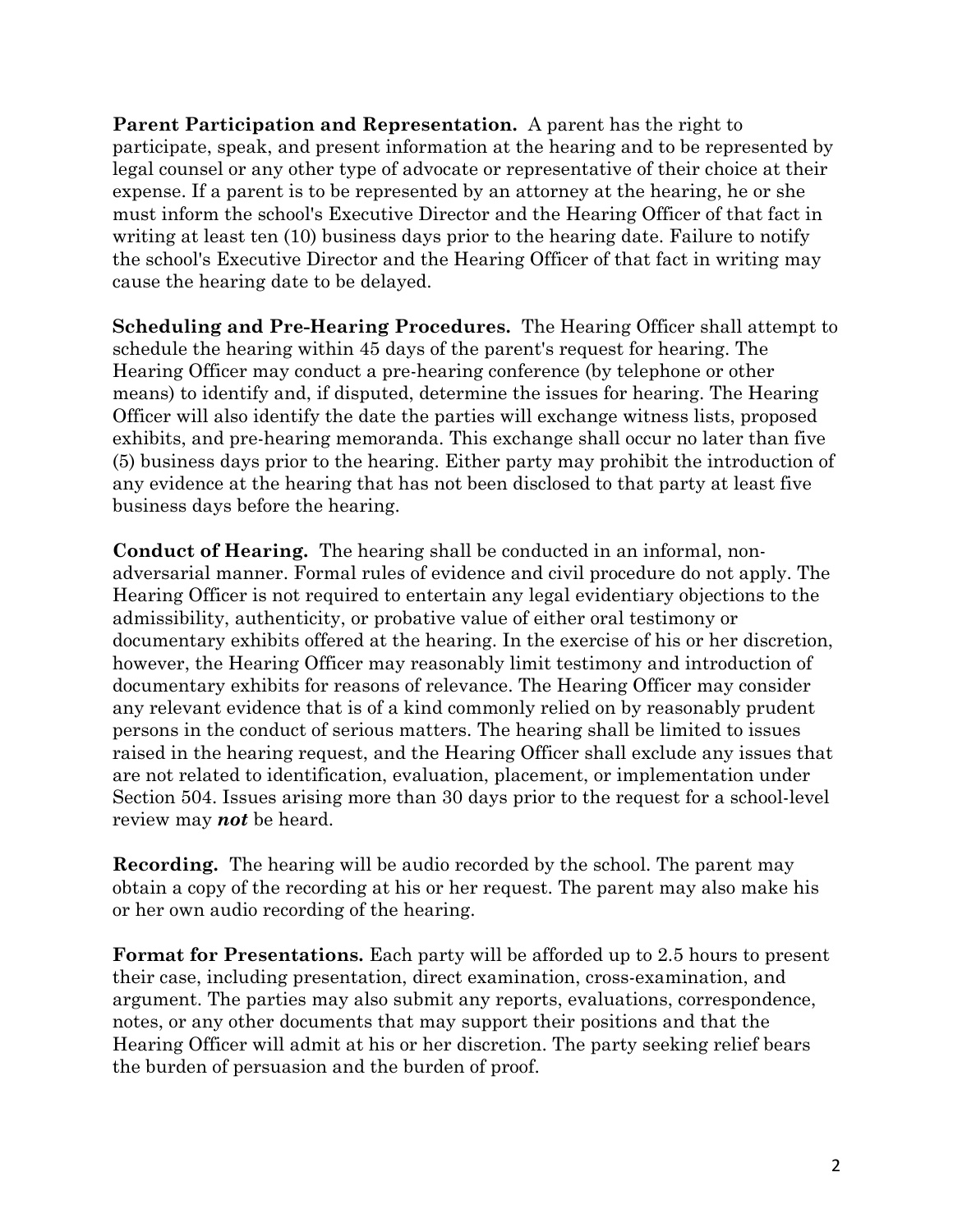**Parent Participation and Representation.** A parent has the right to participate, speak, and present information at the hearing and to be represented by legal counsel or any other type of advocate or representative of their choice at their expense. If a parent is to be represented by an attorney at the hearing, he or she must inform the school's Executive Director and the Hearing Officer of that fact in writing at least ten (10) business days prior to the hearing date. Failure to notify the school's Executive Director and the Hearing Officer of that fact in writing may cause the hearing date to be delayed.

**Scheduling and Pre-Hearing Procedures.** The Hearing Officer shall attempt to schedule the hearing within 45 days of the parent's request for hearing. The Hearing Officer may conduct a pre-hearing conference (by telephone or other means) to identify and, if disputed, determine the issues for hearing. The Hearing Officer will also identify the date the parties will exchange witness lists, proposed exhibits, and pre-hearing memoranda. This exchange shall occur no later than five (5) business days prior to the hearing. Either party may prohibit the introduction of any evidence at the hearing that has not been disclosed to that party at least five business days before the hearing.

**Conduct of Hearing.** The hearing shall be conducted in an informal, non-adversarial manner. Formal rules of evidence and civil procedure do not apply. The Hearing Officer is not required to entertain any legal evidentiary objections to the admissibility, authenticity, or probative value of either oral testimony or documentary exhibits offered at the hearing. In the exercise of his or her discretion, however, the Hearing Officer may reasonably limit testimony and introduction of documentary exhibits for reasons of relevance. The Hearing Officer may consider any relevant evidence that is of a kind commonly relied on by reasonably prudent persons in the conduct of serious matters. The hearing shall be limited to issues raised in the hearing request, and the Hearing Officer shall exclude any issues that are not related to identification, evaluation, placement, or implementation under Section 504. Issues arising more than 30 days prior to the request for a school-level review may ***not*** be heard.

**Recording.** The hearing will be audio recorded by the school. The parent may obtain a copy of the recording at his or her request. The parent may also make his or her own audio recording of the hearing.

**Format for Presentations.** Each party will be afforded up to 2.5 hours to present their case, including presentation, direct examination, cross-examination, and argument. The parties may also submit any reports, evaluations, correspondence, notes, or any other documents that may support their positions and that the Hearing Officer will admit at his or her discretion. The party seeking relief bears the burden of persuasion and the burden of proof.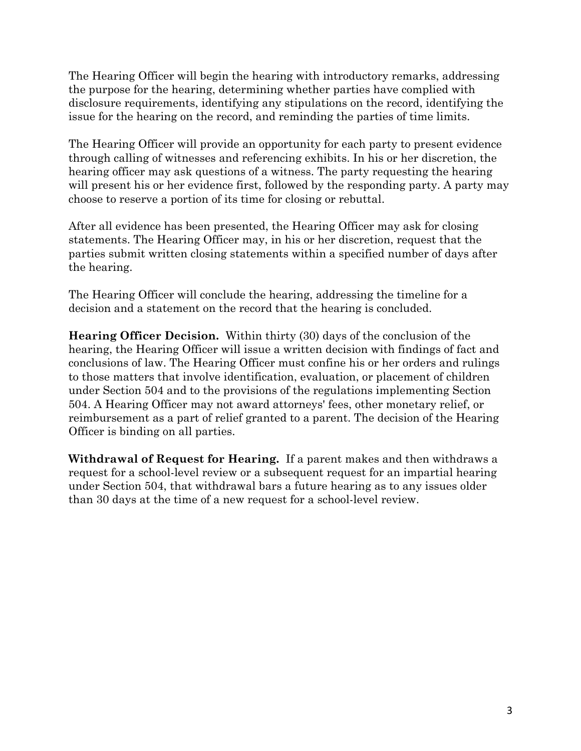The Hearing Officer will begin the hearing with introductory remarks, addressing the purpose for the hearing, determining whether parties have complied with disclosure requirements, identifying any stipulations on the record, identifying the issue for the hearing on the record, and reminding the parties of time limits.

The Hearing Officer will provide an opportunity for each party to present evidence through calling of witnesses and referencing exhibits. In his or her discretion, the hearing officer may ask questions of a witness. The party requesting the hearing will present his or her evidence first, followed by the responding party. A party may choose to reserve a portion of its time for closing or rebuttal.

After all evidence has been presented, the Hearing Officer may ask for closing statements. The Hearing Officer may, in his or her discretion, request that the parties submit written closing statements within a specified number of days after the hearing.

The Hearing Officer will conclude the hearing, addressing the timeline for a decision and a statement on the record that the hearing is concluded.

**Hearing Officer Decision.** Within thirty (30) days of the conclusion of the hearing, the Hearing Officer will issue a written decision with findings of fact and conclusions of law. The Hearing Officer must confine his or her orders and rulings to those matters that involve identification, evaluation, or placement of children under Section 504 and to the provisions of the regulations implementing Section 504. A Hearing Officer may not award attorneys' fees, other monetary relief, or reimbursement as a part of relief granted to a parent. The decision of the Hearing Officer is binding on all parties.

**Withdrawal of Request for Hearing.** If a parent makes and then withdraws a request for a school-level review or a subsequent request for an impartial hearing under Section 504, that withdrawal bars a future hearing as to any issues older than 30 days at the time of a new request for a school-level review.